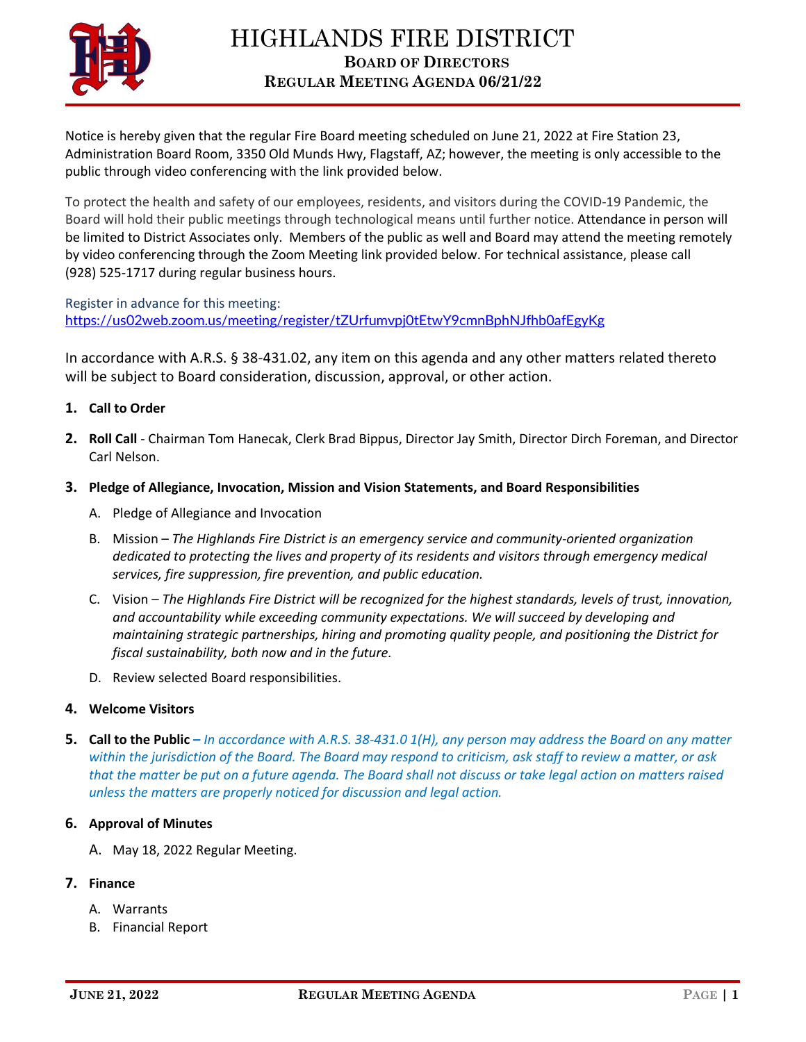# HIGHLANDS FIRE DISTRICT

## BOARD OF DIRECTORS

## REGULAR MEETING AGENDA 06/21/22

Notice is hereby given that the regular Fire Board meeting scheduled on June 21, 2022 at Fire Station 23, Administration Board Room, 3350 Old Munds Hwy, Flagstaff, AZ; however, the meeting is only accessible to the public through video conferencing with the link provided below.

To protect the health and safety of our employees, residents, and visitors during the COVID-19 Pandemic, the Board will hold their public meetings through technological means until further notice. Attendance in person will be limited to District Associates only. Members of the public as well and Board may attend the meeting remotely by video conferencing through the Zoom Meeting link provided below. For technical assistance, please call (928) 525-1717 during regular business hours.

Register in advance for this meeting:
https://us02web.zoom.us/meeting/register/tZUrfumvpj0tEtwY9cmnBphNJfhb0afEgyKg

In accordance with A.R.S. § 38-431.02, any item on this agenda and any other matters related thereto will be subject to Board consideration, discussion, approval, or other action.

1. **Call to Order**
2. **Roll Call** - Chairman Tom Hanecak, Clerk Brad Bippus, Director Jay Smith, Director Dirch Foreman, and Director Carl Nelson.
3. **Pledge of Allegiance, Invocation, Mission and Vision Statements, and Board Responsibilities**
   A. Pledge of Allegiance and Invocation
   B. Mission – *The Highlands Fire District is an emergency service and community-oriented organization dedicated to protecting the lives and property of its residents and visitors through emergency medical services, fire suppression, fire prevention, and public education.*
   C. Vision – *The Highlands Fire District will be recognized for the highest standards, levels of trust, innovation, and accountability while exceeding community expectations. We will succeed by developing and maintaining strategic partnerships, hiring and promoting quality people, and positioning the District for fiscal sustainability, both now and in the future.*
   D. Review selected Board responsibilities.
4. **Welcome Visitors**
5. **Call to the Public –** *In accordance with A.R.S. 38-431.0 1(H), any person may address the Board on any matter within the jurisdiction of the Board. The Board may respond to criticism, ask staff to review a matter, or ask that the matter be put on a future agenda. The Board shall not discuss or take legal action on matters raised unless the matters are properly noticed for discussion and legal action.*
6. **Approval of Minutes**
   A. May 18, 2022 Regular Meeting.
7. **Finance**
   A. Warrants
   B. Financial Report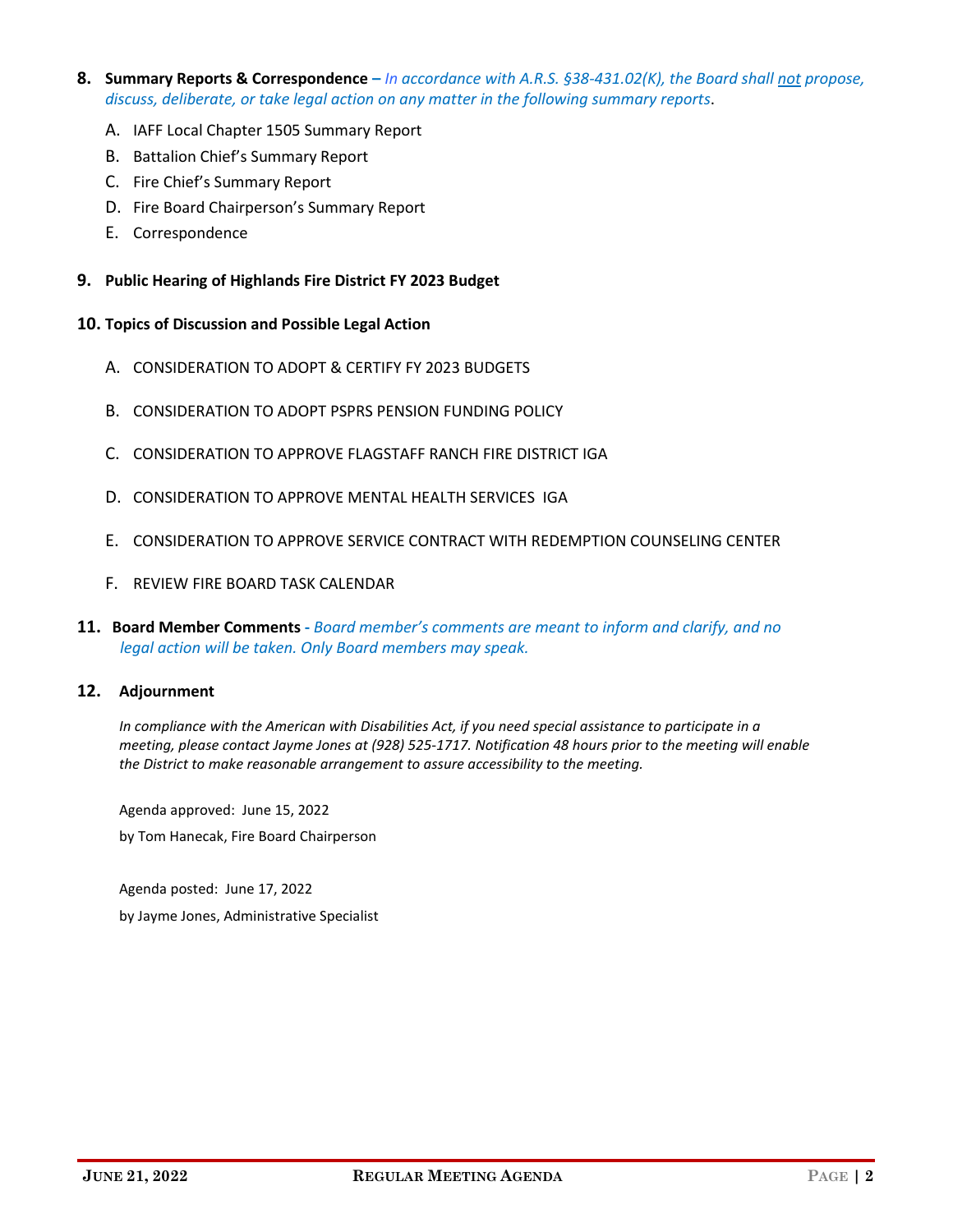8. **Summary Reports & Correspondence** – *In accordance with A.R.S. §38-431.02(K), the Board shall not propose, discuss, deliberate, or take legal action on any matter in the following summary reports*.

   A. IAFF Local Chapter 1505 Summary Report

   B. Battalion Chief's Summary Report

   C. Fire Chief's Summary Report

   D. Fire Board Chairperson's Summary Report

   E. Correspondence

9. **Public Hearing of Highlands Fire District FY 2023 Budget**

10. **Topics of Discussion and Possible Legal Action**

    A. CONSIDERATION TO ADOPT & CERTIFY FY 2023 BUDGETS

    B. CONSIDERATION TO ADOPT PSPRS PENSION FUNDING POLICY

    C. CONSIDERATION TO APPROVE FLAGSTAFF RANCH FIRE DISTRICT IGA

    D. CONSIDERATION TO APPROVE MENTAL HEALTH SERVICES IGA

    E. CONSIDERATION TO APPROVE SERVICE CONTRACT WITH REDEMPTION COUNSELING CENTER

    F. REVIEW FIRE BOARD TASK CALENDAR

11. **Board Member Comments** - *Board member's comments are meant to inform and clarify, and no legal action will be taken. Only Board members may speak.*

12. **Adjournment**

*In compliance with the American with Disabilities Act, if you need special assistance to participate in a meeting, please contact Jayme Jones at (928) 525-1717. Notification 48 hours prior to the meeting will enable the District to make reasonable arrangement to assure accessibility to the meeting.*

Agenda approved: June 15, 2022

by Tom Hanecak, Fire Board Chairperson

Agenda posted: June 17, 2022

by Jayme Jones, Administrative Specialist